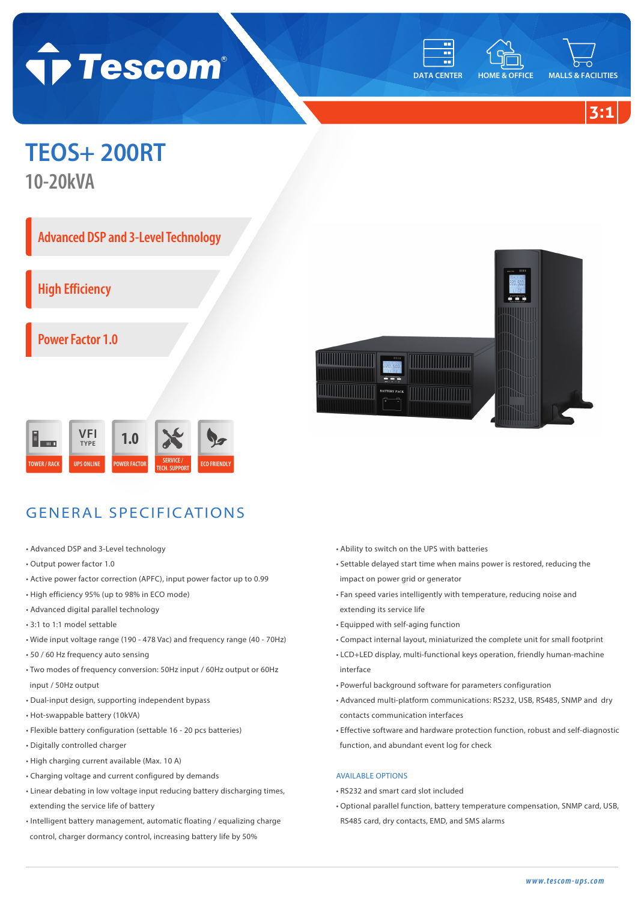Tescom®

DATA CENTER HOME & OFFICE MALLS & FACILITIES

3:1

# TEOS+ 200RT

## 10-20kVA

**Advanced DSP and 3-Level Technology**

**High Efficiency**

**Power Factor 1.0**

TOWER / RACK | VFI TYPE UPS ONLINE | 1.0 POWER FACTOR | SERVICE / TECH. SUPPORT | ECO FRIENDLY

## GENERAL SPECIFICATIONS

- Advanced DSP and 3-Level technology
- Output power factor 1.0
- Active power factor correction (APFC), input power factor up to 0.99
- High efficiency 95% (up to 98% in ECO mode)
- Advanced digital parallel technology
- 3:1 to 1:1 model settable
- Wide input voltage range (190 - 478 Vac) and frequency range (40 - 70Hz)
- 50 / 60 Hz frequency auto sensing
- Two modes of frequency conversion: 50Hz input / 60Hz output or 60Hz input / 50Hz output
- Dual-input design, supporting independent bypass
- Hot-swappable battery (10kVA)
- Flexible battery configuration (settable 16 - 20 pcs batteries)
- Digitally controlled charger
- High charging current available (Max. 10 A)
- Charging voltage and current configured by demands
- Linear debating in low voltage input reducing battery discharging times, extending the service life of battery
- Intelligent battery management, automatic floating / equalizing charge control, charger dormancy control, increasing battery life by 50%
- Ability to switch on the UPS with batteries
- Settable delayed start time when mains power is restored, reducing the impact on power grid or generator
- Fan speed varies intelligently with temperature, reducing noise and extending its service life
- Equipped with self-aging function
- Compact internal layout, miniaturized the complete unit for small footprint
- LCD+LED display, multi-functional keys operation, friendly human-machine interface
- Powerful background software for parameters configuration
- Advanced multi-platform communications: RS232, USB, RS485, SNMP and dry contacts communication interfaces
- Effective software and hardware protection function, robust and self-diagnostic function, and abundant event log for check

### AVAILABLE OPTIONS

- RS232 and smart card slot included
- Optional parallel function, battery temperature compensation, SNMP card, USB, RS485 card, dry contacts, EMD, and SMS alarms

*www.tescom-ups.com*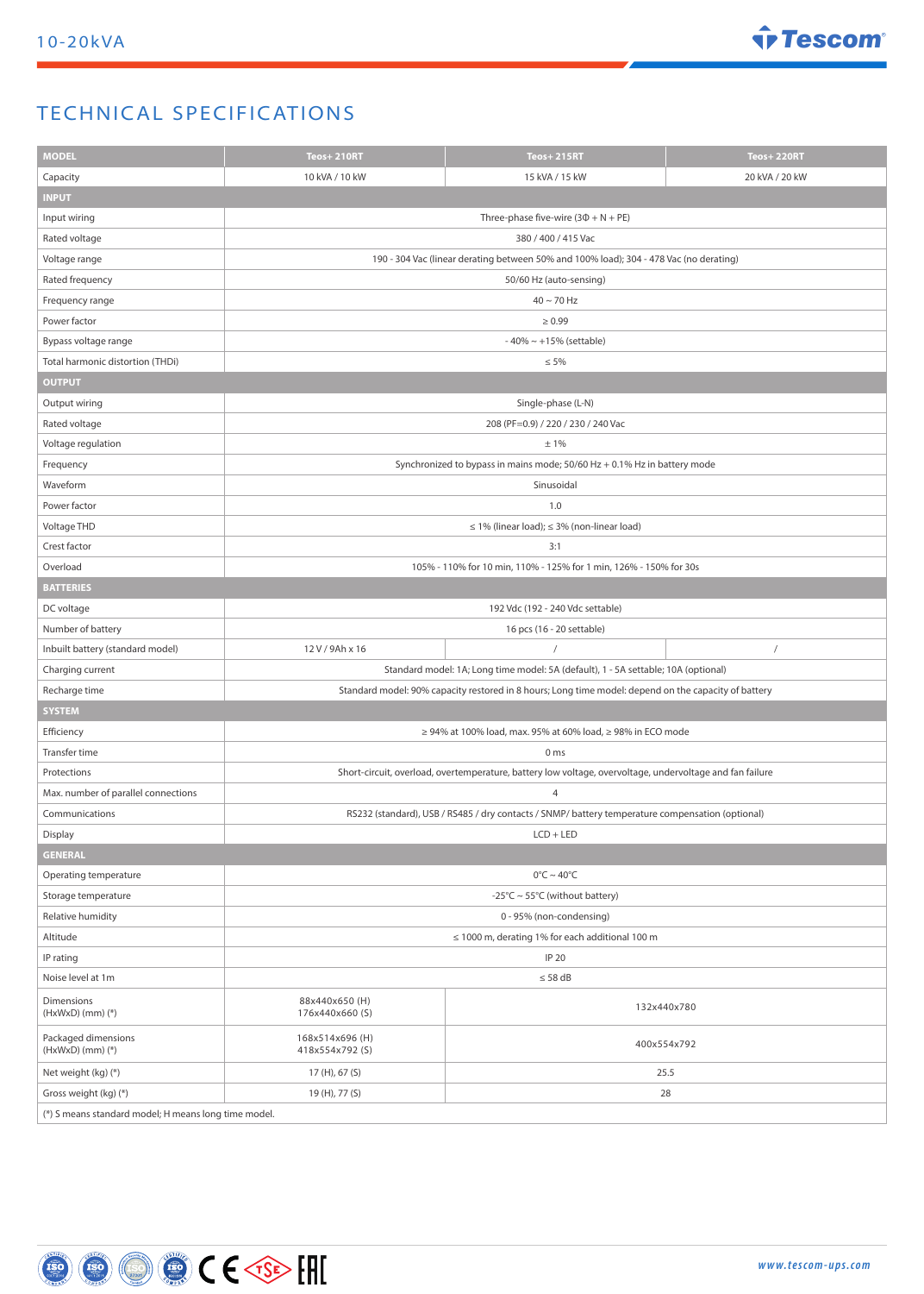# TECHNICAL SPECIFICATIONS

| MODEL | Teos+ 210RT | Teos+ 215RT | Teos+ 220RT |
|---|---|---|---|
| Capacity | 10 kVA / 10 kW | 15 kVA / 15 kW | 20 kVA / 20 kW |
| **INPUT** | | | |
| Input wiring | Three-phase five-wire (3Φ + N + PE) | | |
| Rated voltage | 380 / 400 / 415 Vac | | |
| Voltage range | 190 - 304 Vac (linear derating between 50% and 100% load); 304 - 478 Vac (no derating) | | |
| Rated frequency | 50/60 Hz (auto-sensing) | | |
| Frequency range | 40 ~ 70 Hz | | |
| Power factor | ≥ 0.99 | | |
| Bypass voltage range | - 40% ~ +15% (settable) | | |
| Total harmonic distortion (THDi) | ≤ 5% | | |
| **OUTPUT** | | | |
| Output wiring | Single-phase (L-N) | | |
| Rated voltage | 208 (PF=0.9) / 220 / 230 / 240 Vac | | |
| Voltage regulation | ± 1% | | |
| Frequency | Synchronized to bypass in mains mode; 50/60 Hz + 0.1% Hz in battery mode | | |
| Waveform | Sinusoidal | | |
| Power factor | 1.0 | | |
| Voltage THD | ≤ 1% (linear load); ≤ 3% (non-linear load) | | |
| Crest factor | 3:1 | | |
| Overload | 105% - 110% for 10 min, 110% - 125% for 1 min, 126% - 150% for 30s | | |
| **BATTERIES** | | | |
| DC voltage | 192 Vdc (192 - 240 Vdc settable) | | |
| Number of battery | 16 pcs (16 - 20 settable) | | |
| Inbuilt battery (standard model) | 12 V / 9Ah x 16 | / | / |
| Charging current | Standard model: 1A; Long time model: 5A (default), 1 - 5A settable; 10A (optional) | | |
| Recharge time | Standard model: 90% capacity restored in 8 hours; Long time model: depend on the capacity of battery | | |
| **SYSTEM** | | | |
| Efficiency | ≥ 94% at 100% load, max. 95% at 60% load, ≥ 98% in ECO mode | | |
| Transfer time | 0 ms | | |
| Protections | Short-circuit, overload, overtemperature, battery low voltage, overvoltage, undervoltage and fan failure | | |
| Max. number of parallel connections | 4 | | |
| Communications | RS232 (standard), USB / RS485 / dry contacts / SNMP/ battery temperature compensation (optional) | | |
| Display | LCD + LED | | |
| **GENERAL** | | | |
| Operating temperature | 0°C ~ 40°C | | |
| Storage temperature | -25°C ~ 55°C (without battery) | | |
| Relative humidity | 0 - 95% (non-condensing) | | |
| Altitude | ≤ 1000 m, derating 1% for each additional 100 m | | |
| IP rating | IP 20 | | |
| Noise level at 1m | ≤ 58 dB | | |
| Dimensions (HxWxD) (mm) (*) | 88x440x650 (H) 176x440x660 (S) | 132x440x780 | |
| Packaged dimensions (HxWxD) (mm) (*) | 168x514x696 (H) 418x554x792 (S) | 400x554x792 | |
| Net weight (kg) (*) | 17 (H), 67 (S) | 25.5 | |
| Gross weight (kg) (*) | 19 (H), 77 (S) | 28 | |

(*) S means standard model; H means long time model.

www.tescom-ups.com